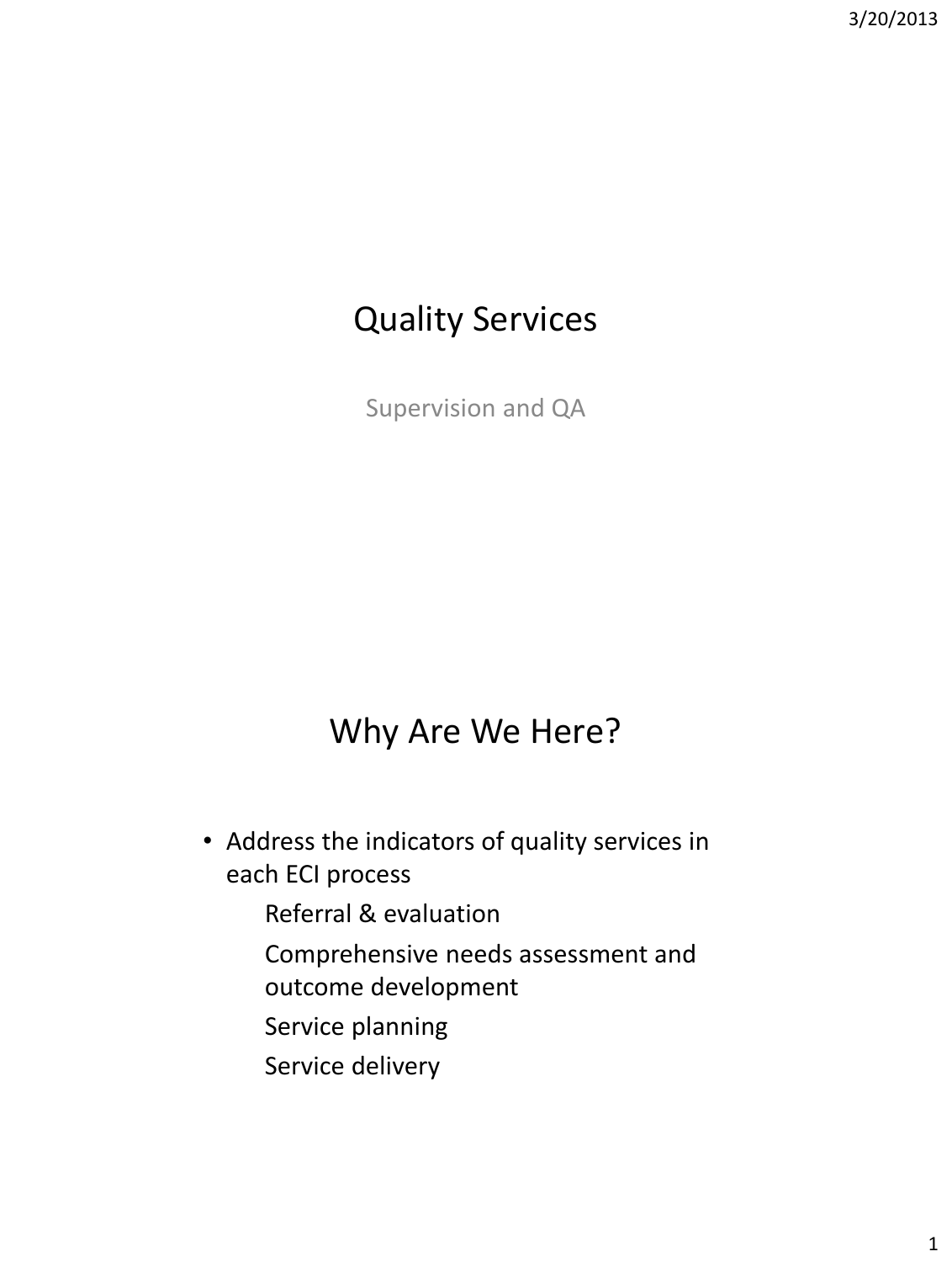# Quality Services

Supervision and QA

# Why Are We Here?

- Address the indicators of quality services in each ECI process
  - Referral & evaluation
  - Comprehensive needs assessment and outcome development
  - Service planning
  - Service delivery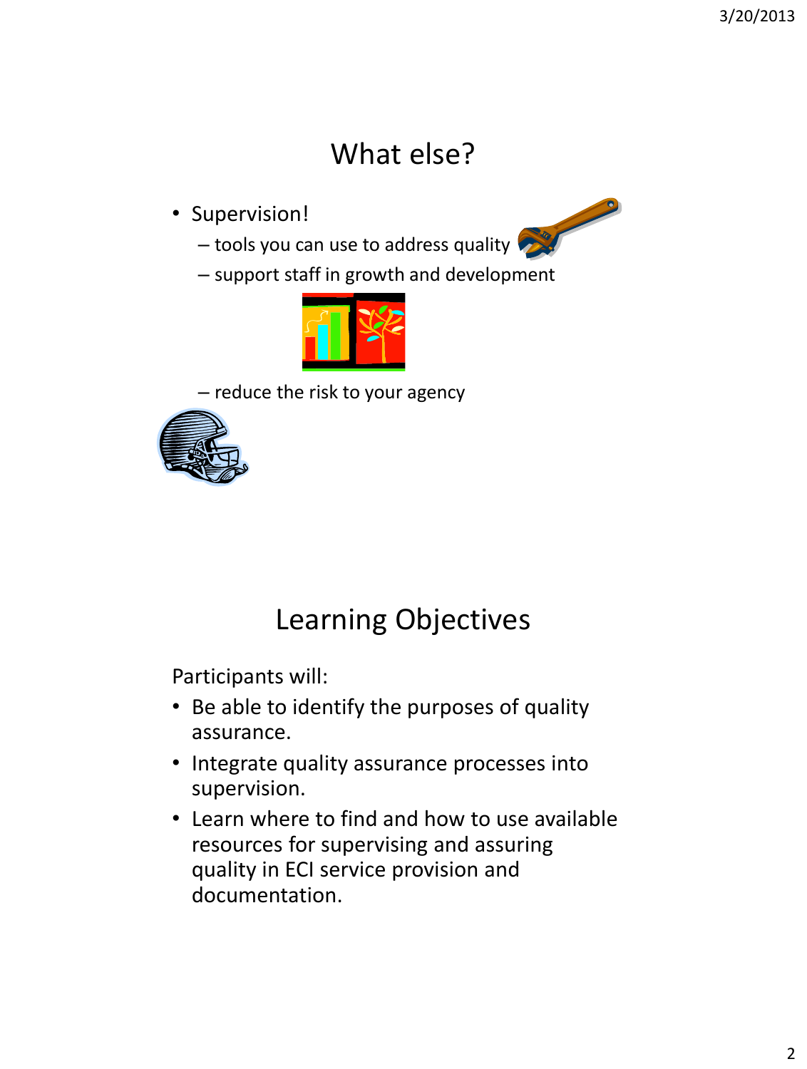# What else?

- Supervision!
  - tools you can use to address quality
  - support staff in growth and development
  - reduce the risk to your agency

# Learning Objectives

Participants will:

- Be able to identify the purposes of quality assurance.
- Integrate quality assurance processes into supervision.
- Learn where to find and how to use available resources for supervising and assuring quality in ECI service provision and documentation.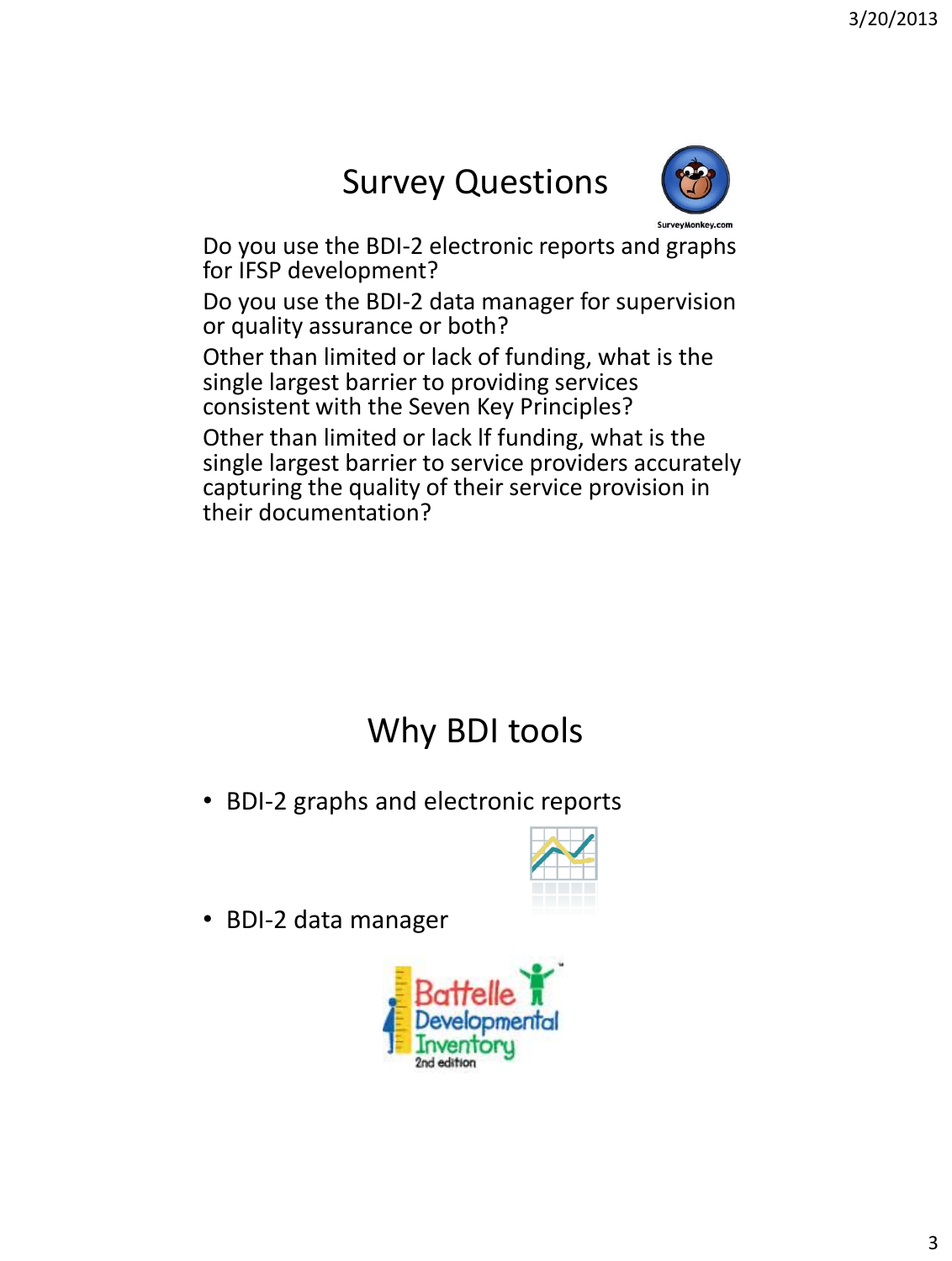## Survey Questions

Do you use the BDI-2 electronic reports and graphs for IFSP development?

Do you use the BDI-2 data manager for supervision or quality assurance or both?

Other than limited or lack of funding, what is the single largest barrier to providing services consistent with the Seven Key Principles?

Other than limited or lack lf funding, what is the single largest barrier to service providers accurately capturing the quality of their service provision in their documentation?

## Why BDI tools

- BDI-2 graphs and electronic reports
- BDI-2 data manager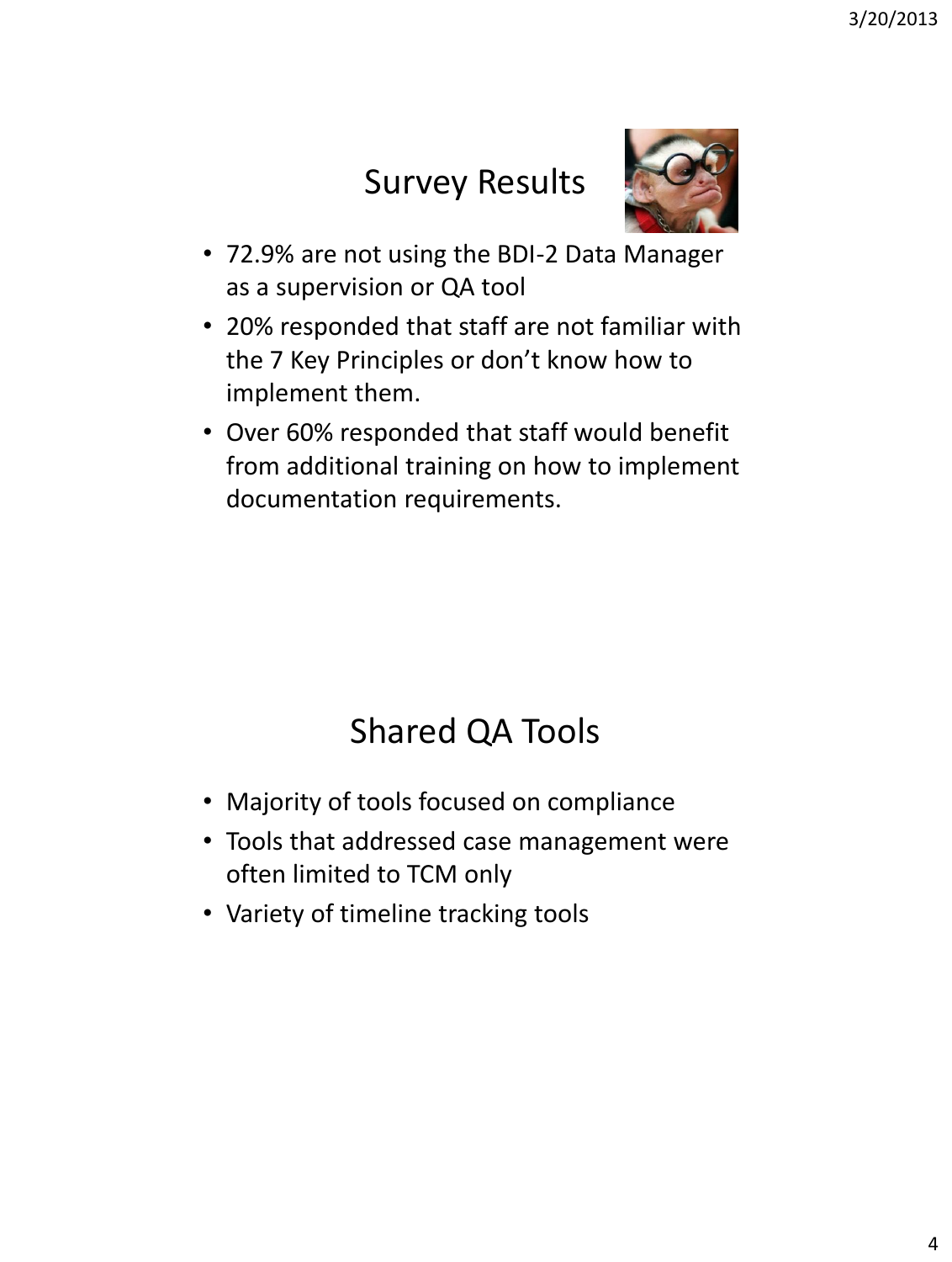## Survey Results

- 72.9% are not using the BDI-2 Data Manager as a supervision or QA tool
- 20% responded that staff are not familiar with the 7 Key Principles or don't know how to implement them.
- Over 60% responded that staff would benefit from additional training on how to implement documentation requirements.

## Shared QA Tools

- Majority of tools focused on compliance
- Tools that addressed case management were often limited to TCM only
- Variety of timeline tracking tools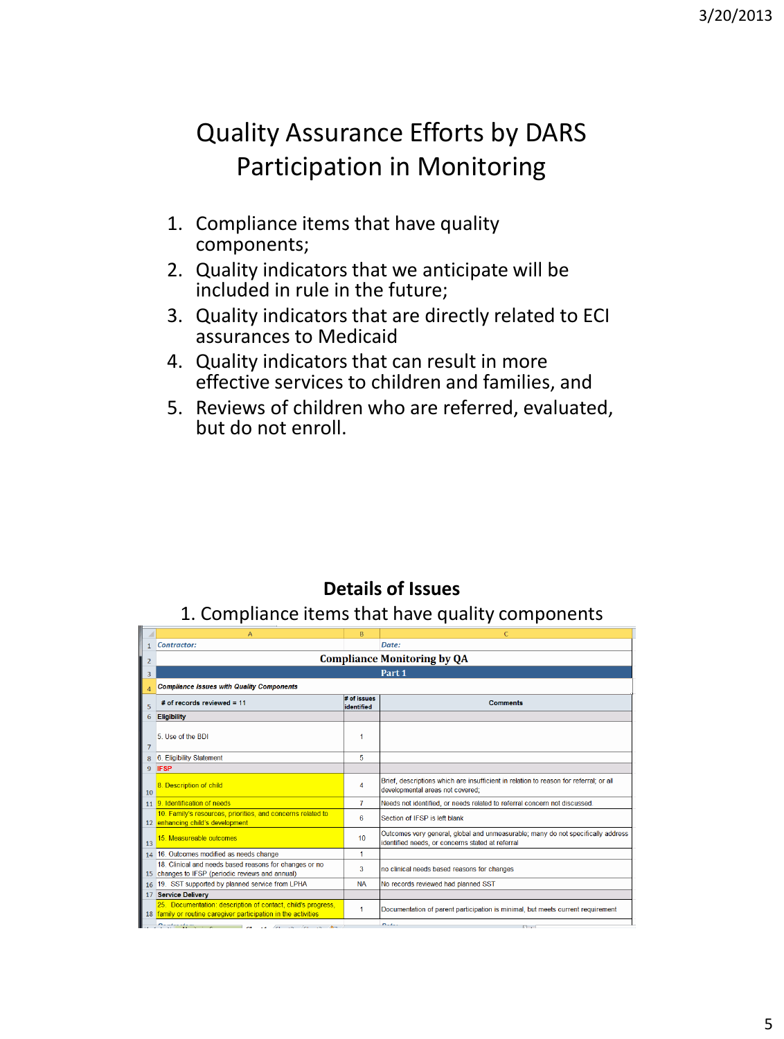# Quality Assurance Efforts by DARS Participation in Monitoring

1. Compliance items that have quality components;
2. Quality indicators that we anticipate will be included in rule in the future;
3. Quality indicators that are directly related to ECI assurances to Medicaid
4. Quality indicators that can result in more effective services to children and families, and
5. Reviews of children who are referred, evaluated, but do not enroll.

## Details of Issues

1. Compliance items that have quality components

| Contractor: | | Date: |
|---|---|---|
| **Compliance Monitoring by QA** | | |
| **Part 1** | | |
| ***Compliance Issues with Quality Components*** | | |
| **# of records reviewed = 11** | **# of issues identified** | **Comments** |
| **Eligibility** | | |
| 5. Use of the BDI | 1 | |
| 6. Eligibility Statement | 5 | |
| **IFSP** | | |
| 8. Description of child | 4 | Brief, descriptions which are insufficient in relation to reason for referral; or all developmental areas not covered; |
| 9. Identification of needs | 7 | Needs not identified, or needs related to referral concern not discussed. |
| 10. Family's resources, priorities, and concerns related to enhancing child's development | 6 | Section of IFSP is left blank |
| 15. Measureable outcomes | 10 | Outcomes very general, global and unmeasurable; many do not specifically address identified needs, or concerns stated at referral |
| 16. Outcomes modified as needs change | 1 | |
| 18. Clinical and needs based reasons for changes or no changes to IFSP (periodic reviews and annual) | 3 | no clinical needs based reasons for changes |
| 19. SST supported by planned service from LPHA | NA | No records reviewed had planned SST |
| **Service Delivery** | | |
| 25. Documentation: description of contact, child's progress, family or routine caregiver participation in the activities | 1 | Documentation of parent participation is minimal, but meets current requirement |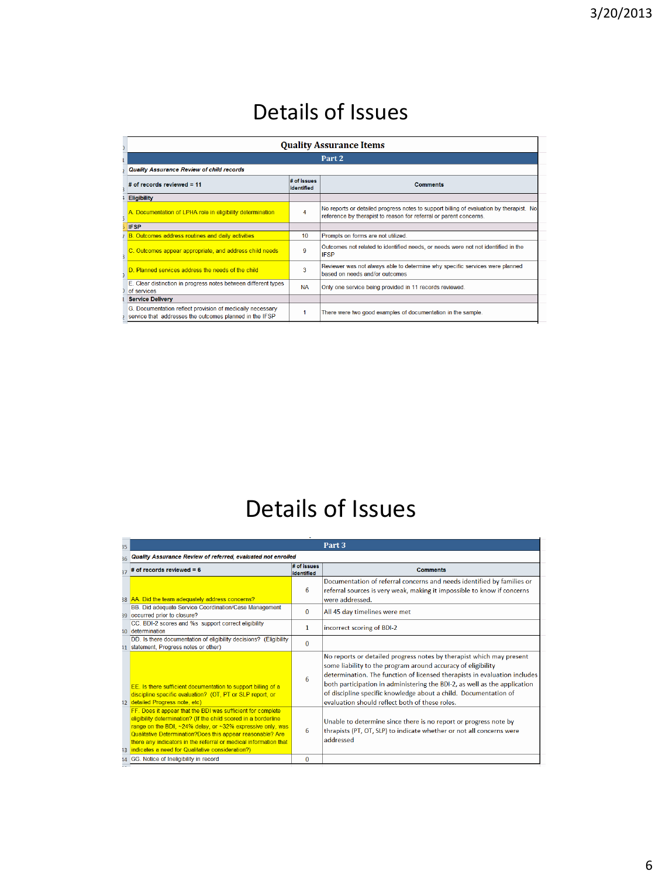# Details of Issues

| Quality Assurance Items | | |
|---|---|---|
| **Part 2** | | |
| ***Quality Assurance Review of child records*** | | |
| **# of records reviewed = 11** | **# of issues identified** | **Comments** |
| **Eligibility** | | |
| A. Documentation of LPHA role in eligibility determination | 4 | No reports or detailed progress notes to support billing of evaluation by therapist. No reference by therapist to reason for referral or parent concerns. |
| **IFSP** | | |
| B. Outcomes address routines and daily activities | 10 | Prompts on forms are not utilized. |
| C. Outcomes appear appropriate, and address child needs | 9 | Outcomes not related to identified needs, or needs were not not identified in the IFSP |
| D. Planned services address the needs of the child | 3 | Reviewer was not always able to determine why specific services were planned based on needs and/or outcomes |
| E. Clear distinction in progress notes between different types of services | NA | Only one service being provided in 11 records reviewed. |
| **Service Delivery** | | |
| G. Documentation reflect provision of medically necessary service that addresses the outcomes planned in the IFSP | 1 | There were two good examples of documentation in the sample. |

# Details of Issues

| Part 3 | | |
|---|---|---|
| ***Quality Assurance Review of referred, evaluated not enrolled*** | | |
| **# of records reviewed = 6** | **# of issues identified** | **Comments** |
| AA. Did the team adequately address concerns? | 6 | Documentation of referral concerns and needs identified by families or referral sources is very weak, making it impossible to know if concerns were addressed. |
| BB. Did adequate Service Coordination/Case Management occurred prior to closure? | 0 | All 45 day timelines were met |
| CC. BDI-2 scores and %s support correct eligibility determination | 1 | incorrect scoring of BDI-2 |
| DD. Is there documentation of eligibility decisions? (Eligibility statement, Progress notes or other) | 0 | |
| EE. Is there sufficient documentation to support billing of a discipline specific evaluation? (OT, PT or SLP report, or detailed Progress note, etc) | 6 | No reports or detailed progress notes by therapist which may present some liability to the program around accuracy of eligibility determination. The function of licensed therapists in evaluation includes both participation in administering the BDI-2, as well as the application of discipline specific knowledge about a child. Documentation of evaluation should reflect both of these roles. |
| FF. Does it appear that the BDI was sufficient for complete eligibility determination? (If the child scored in a borderline range on the BDI, ~24% delay, or ~32% expressive only, was Qualitative Determination?Does this appear reasonable? Are there any indicators in the referral or medical information that indicates a need for Qualitative consideration?) | 6 | Unable to determine since there is no report or progress note by thrapists (PT, OT, SLP) to indicate whether or not all concerns were addressed |
| GG. Notice of Ineligibility in record | 0 | |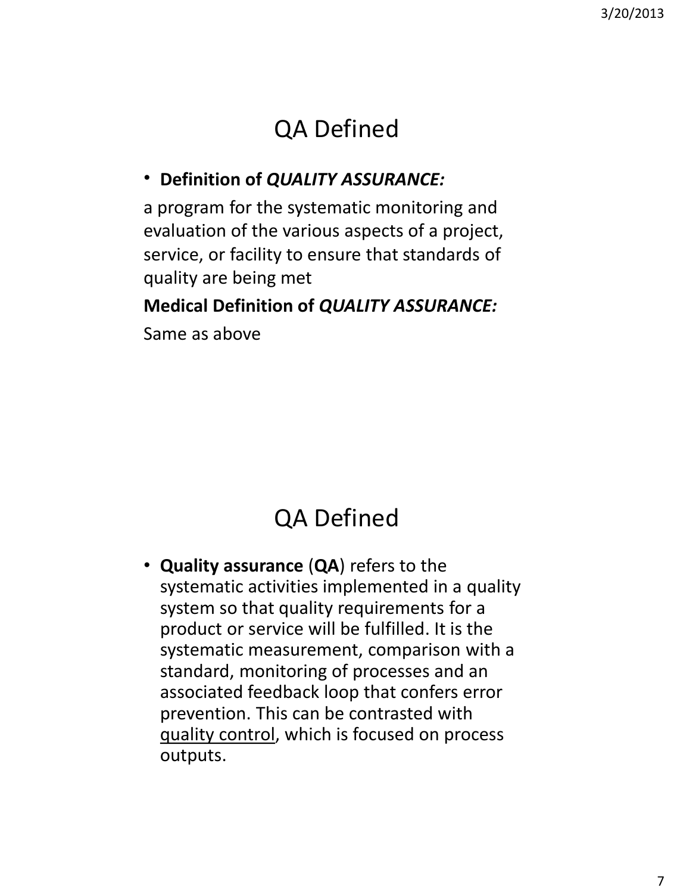# QA Defined

- **Definition of *QUALITY ASSURANCE:***

a program for the systematic monitoring and evaluation of the various aspects of a project, service, or facility to ensure that standards of quality are being met

**Medical Definition of *QUALITY ASSURANCE:***

Same as above

# QA Defined

- **Quality assurance** (**QA**) refers to the systematic activities implemented in a quality system so that quality requirements for a product or service will be fulfilled. It is the systematic measurement, comparison with a standard, monitoring of processes and an associated feedback loop that confers error prevention. This can be contrasted with quality control, which is focused on process outputs.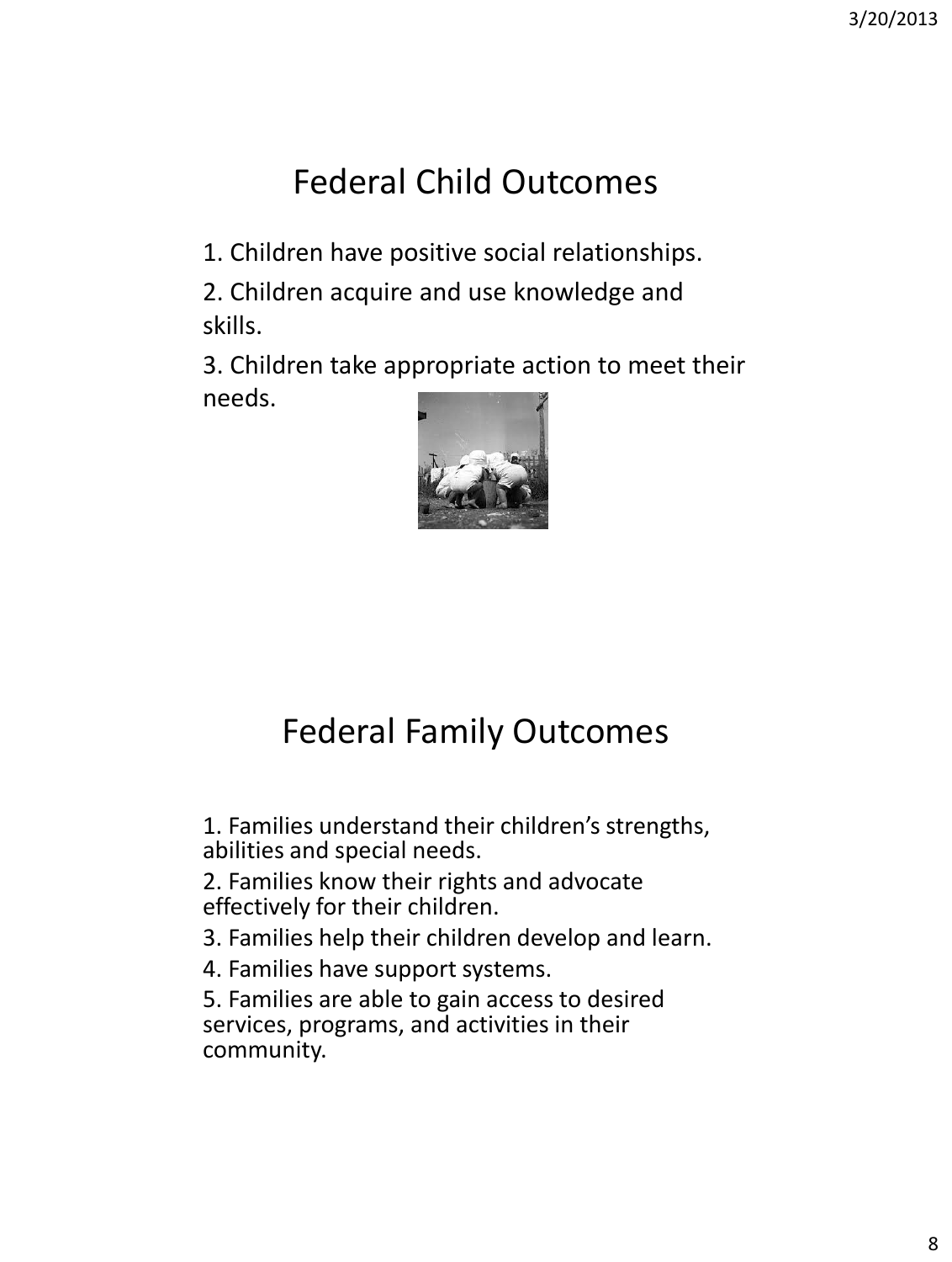# Federal Child Outcomes

1. Children have positive social relationships.
2. Children acquire and use knowledge and skills.
3. Children take appropriate action to meet their needs.

# Federal Family Outcomes

1. Families understand their children's strengths, abilities and special needs.
2. Families know their rights and advocate effectively for their children.
3. Families help their children develop and learn.
4. Families have support systems.
5. Families are able to gain access to desired services, programs, and activities in their community.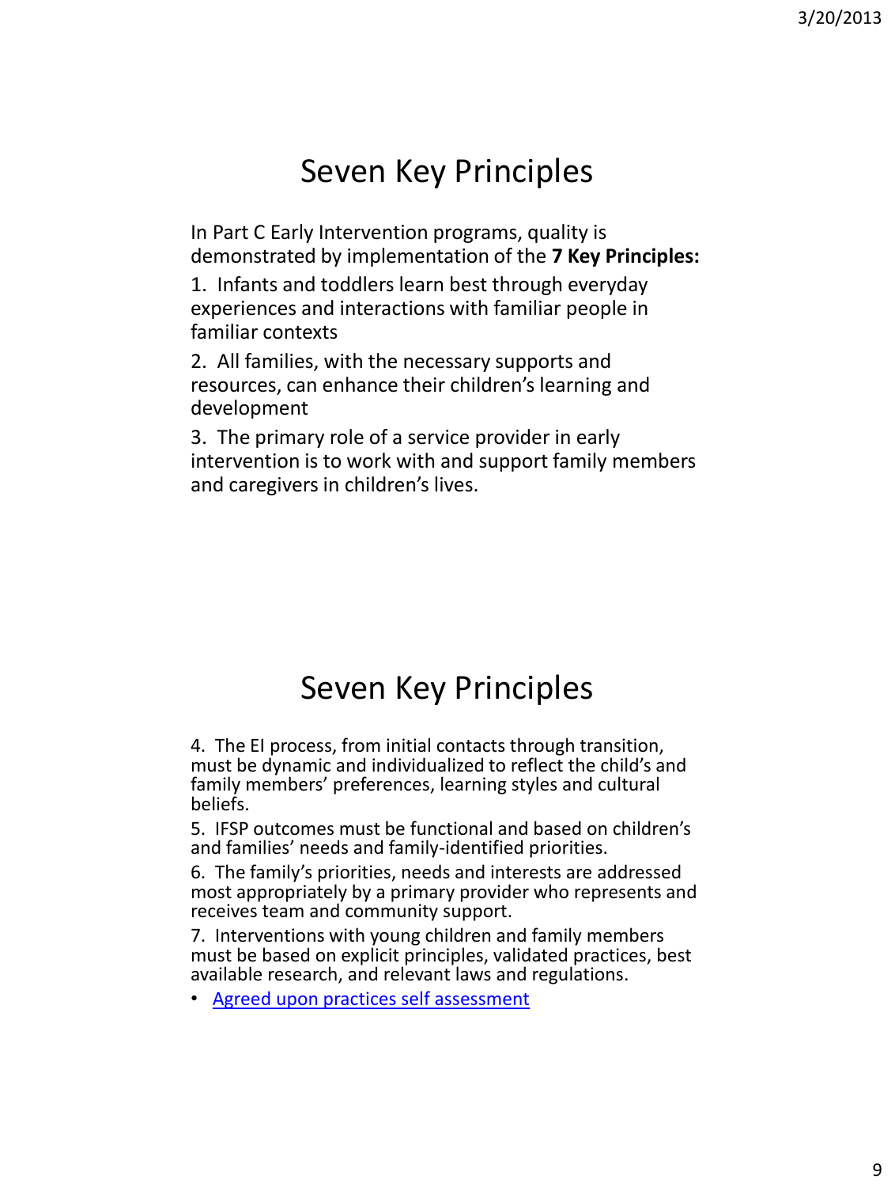## Seven Key Principles

In Part C Early Intervention programs, quality is demonstrated by implementation of the **7 Key Principles:**

1. Infants and toddlers learn best through everyday experiences and interactions with familiar people in familiar contexts

2. All families, with the necessary supports and resources, can enhance their children's learning and development

3. The primary role of a service provider in early intervention is to work with and support family members and caregivers in children's lives.

## Seven Key Principles

4. The EI process, from initial contacts through transition, must be dynamic and individualized to reflect the child's and family members' preferences, learning styles and cultural beliefs.

5. IFSP outcomes must be functional and based on children's and families' needs and family-identified priorities.

6. The family's priorities, needs and interests are addressed most appropriately by a primary provider who represents and receives team and community support.

7. Interventions with young children and family members must be based on explicit principles, validated practices, best available research, and relevant laws and regulations.

- Agreed upon practices self assessment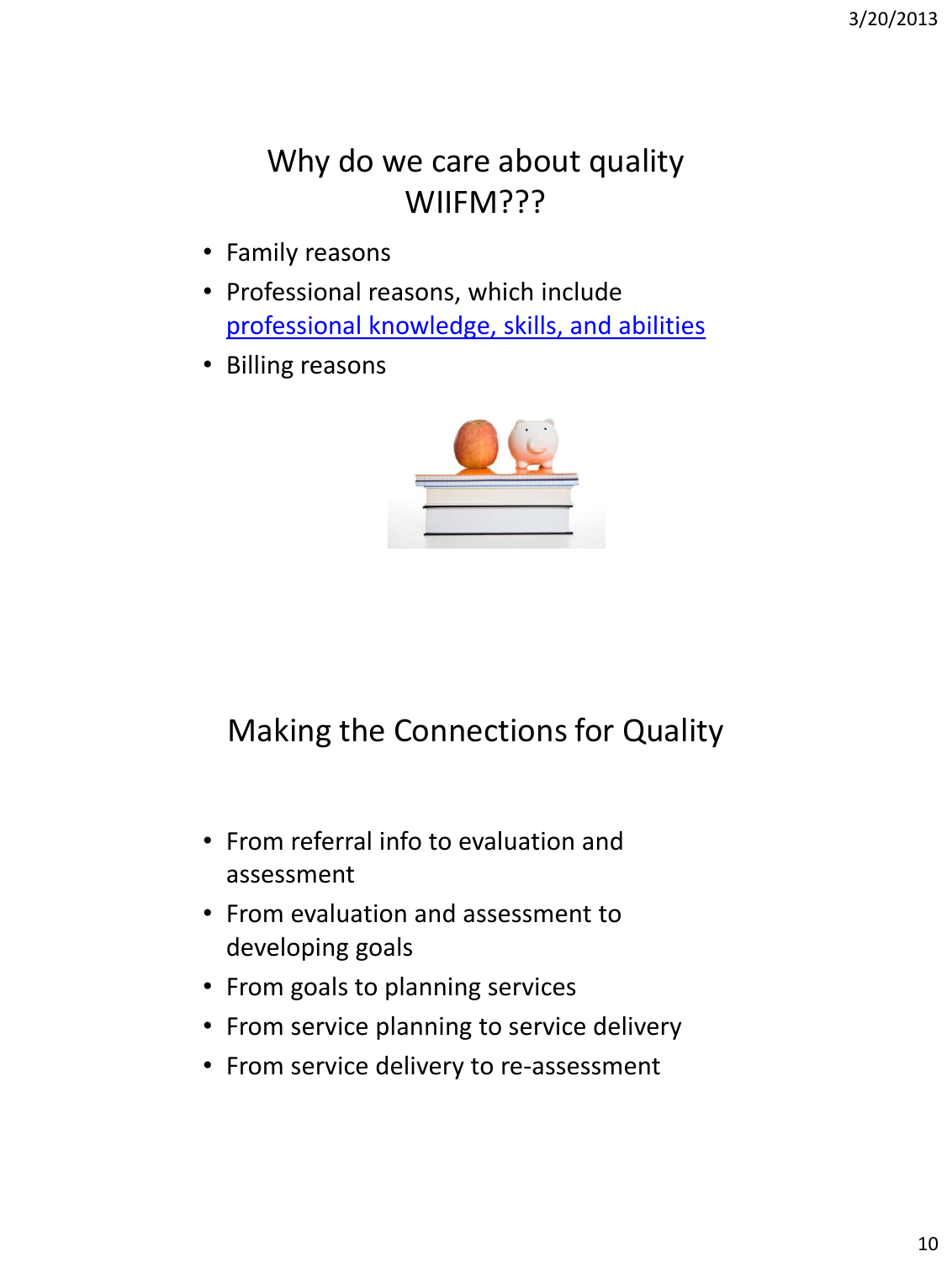## Why do we care about quality WIIFM???

- Family reasons
- Professional reasons, which include professional knowledge, skills, and abilities
- Billing reasons

## Making the Connections for Quality

- From referral info to evaluation and assessment
- From evaluation and assessment to developing goals
- From goals to planning services
- From service planning to service delivery
- From service delivery to re-assessment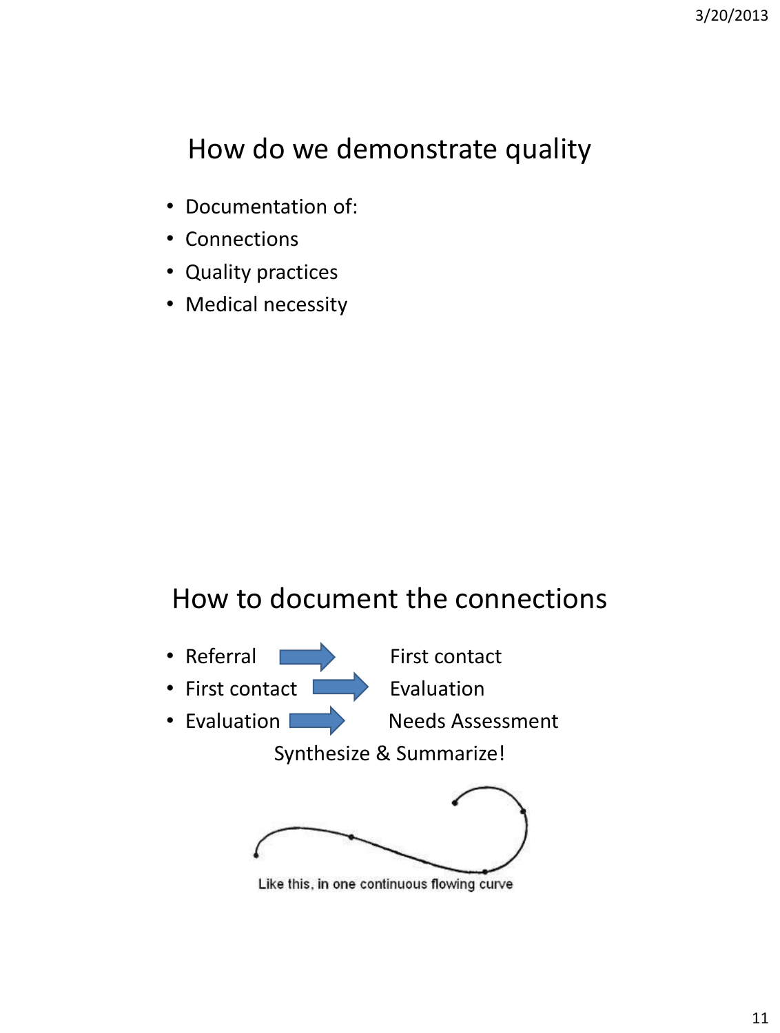## How do we demonstrate quality

- Documentation of:
- Connections
- Quality practices
- Medical necessity

## How to document the connections

- Referral → First contact
- First contact → Evaluation
- Evaluation → Needs Assessment

Synthesize & Summarize!

Like this, in one continuous flowing curve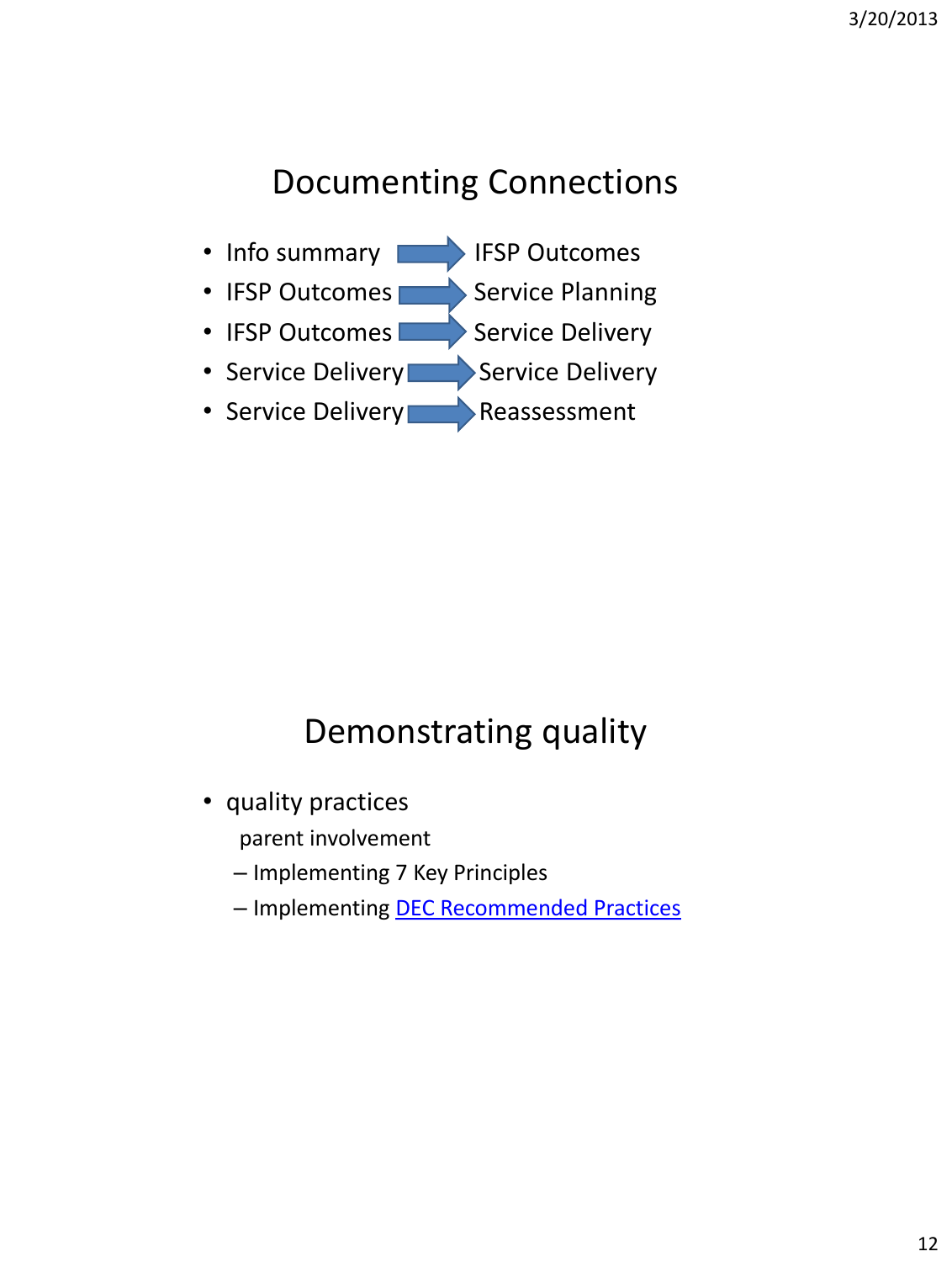## Documenting Connections

- Info summary → IFSP Outcomes
- IFSP Outcomes → Service Planning
- IFSP Outcomes → Service Delivery
- Service Delivery → Service Delivery
- Service Delivery → Reassessment

## Demonstrating quality

- quality practices
  parent involvement
  - Implementing 7 Key Principles
  - Implementing DEC Recommended Practices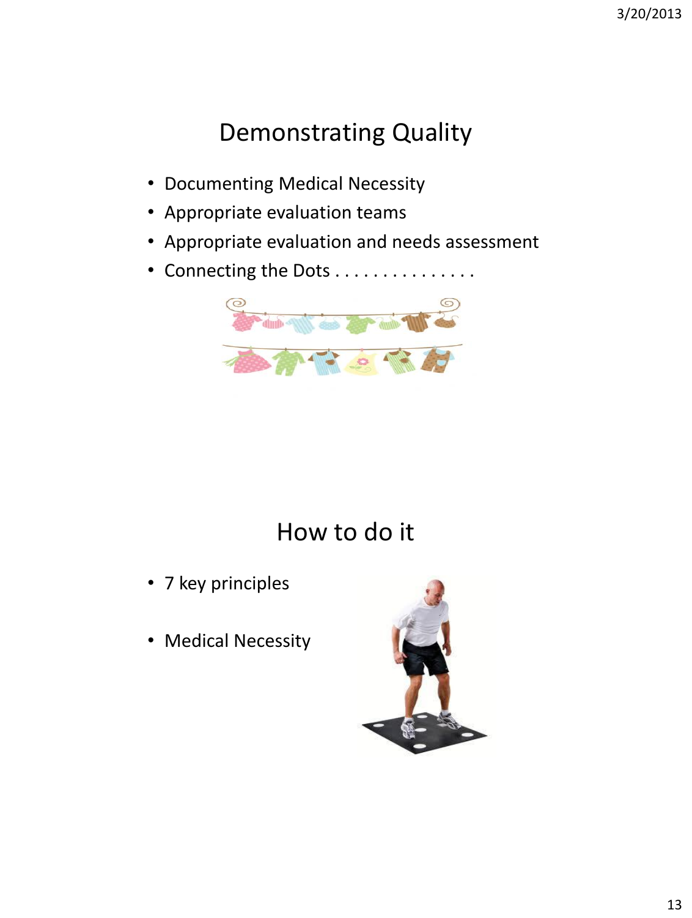## Demonstrating Quality

- Documenting Medical Necessity
- Appropriate evaluation teams
- Appropriate evaluation and needs assessment
- Connecting the Dots . . . . . . . . . . . . . . .

## How to do it

- 7 key principles
- Medical Necessity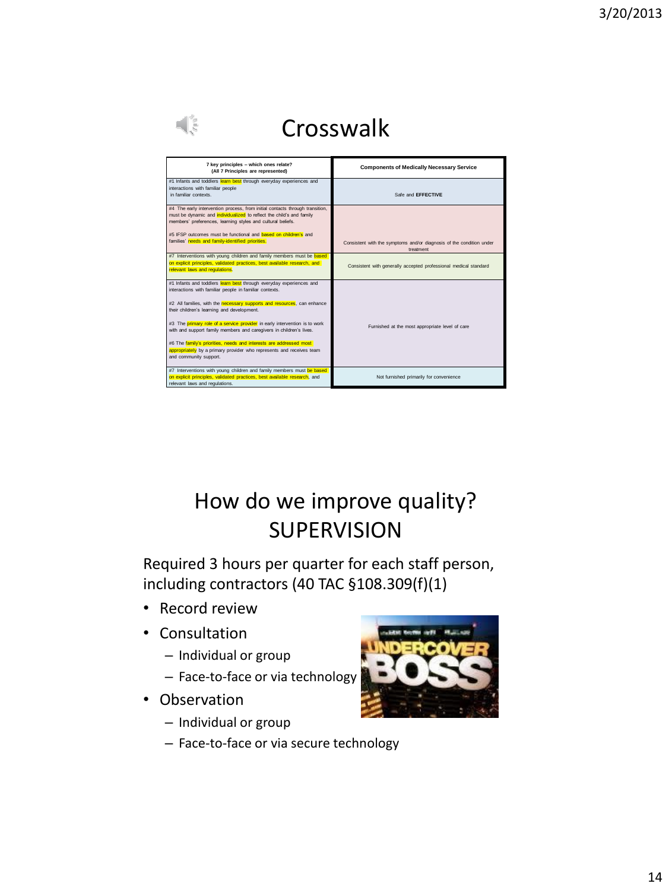# Crosswalk

| 7 key principles – which ones relate? (All 7 Principles are represented) | Components of Medically Necessary Service |
|---|---|
| #1 Infants and toddlers learn best through everyday experiences and interactions with familiar people in familiar contexts. | Safe and **EFFECTIVE** |
| #4 The early intervention process, from initial contacts through transition, must be dynamic and individualized to reflect the child's and family members' preferences, learning styles and cultural beliefs.<br><br>#5 IFSP outcomes must be functional and based on children's and families' needs and family-identified priorities. | Consistent with the symptoms and/or diagnosis of the condition under treatment |
| #7 Interventions with young children and family members must be based on explicit principles, validated practices, best available research, and relevant laws and regulations. | Consistent with generally accepted professional medical standard |
| #1 Infants and toddlers learn best through everyday experiences and interactions with familiar people in familiar contexts.<br><br>#2 All families, with the necessary supports and resources, can enhance their children's learning and development.<br><br>#3 The primary role of a service provider in early intervention is to work with and support family members and caregivers in children's lives.<br><br>#6 The family's priorities, needs and interests are addressed most appropriately by a primary provider who represents and receives team and community support. | Furnished at the most appropriate level of care |
| #7 Interventions with young children and family members must be based on explicit principles, validated practices, best available research, and relevant laws and regulations. | Not furnished primarily for convenience |

# How do we improve quality? SUPERVISION

Required 3 hours per quarter for each staff person, including contractors (40 TAC §108.309(f)(1)

- Record review
- Consultation
  - Individual or group
  - Face-to-face or via technology
- Observation
  - Individual or group
  - Face-to-face or via secure technology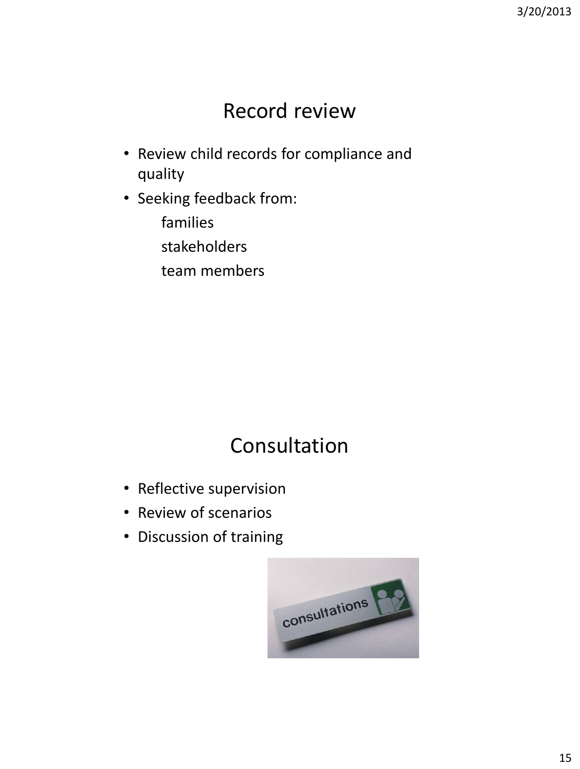## Record review

- Review child records for compliance and quality
- Seeking feedback from:
  - families
  - stakeholders
  - team members

## Consultation

- Reflective supervision
- Review of scenarios
- Discussion of training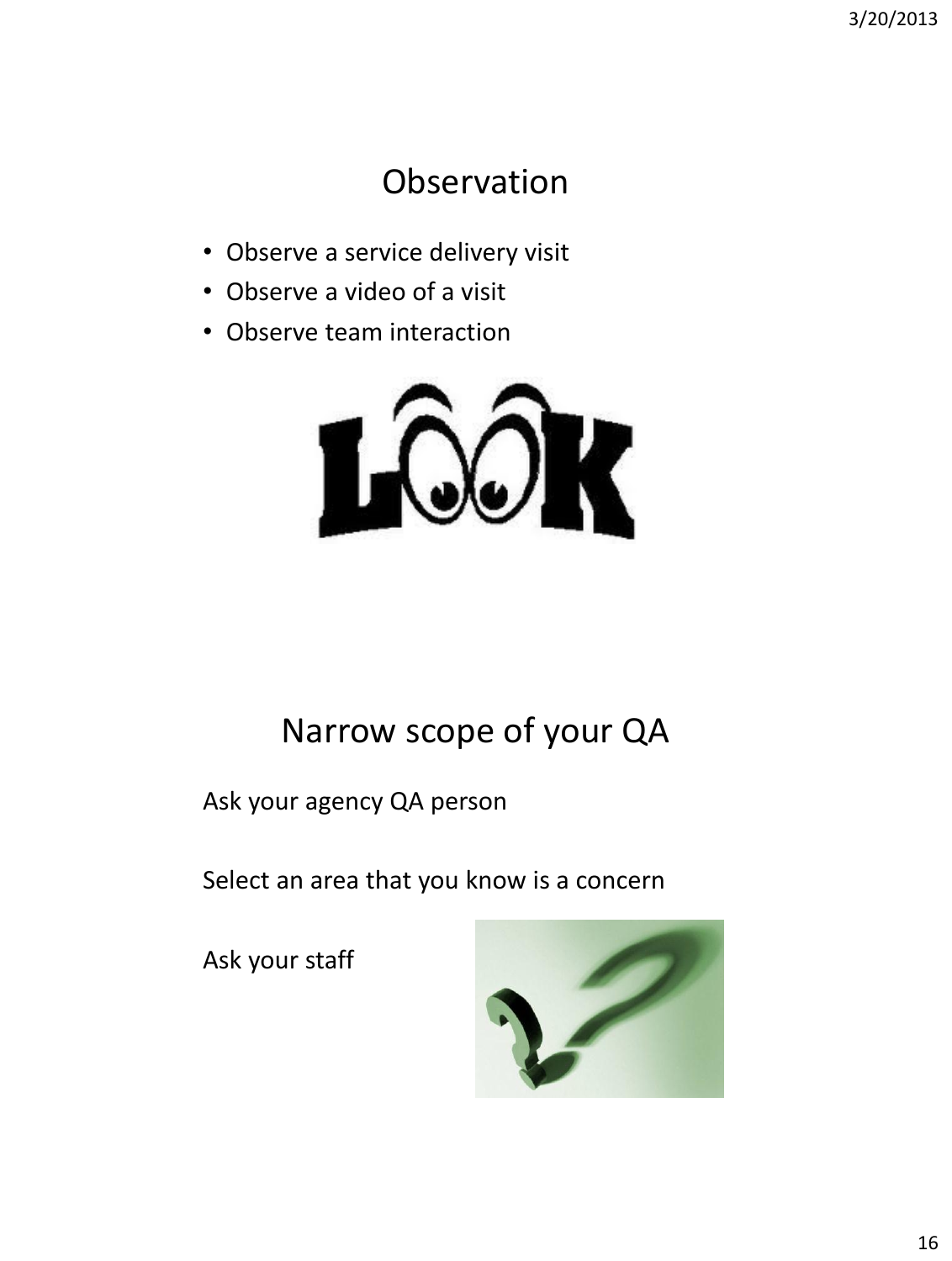# Observation

- Observe a service delivery visit
- Observe a video of a visit
- Observe team interaction

# Narrow scope of your QA

Ask your agency QA person

Select an area that you know is a concern

Ask your staff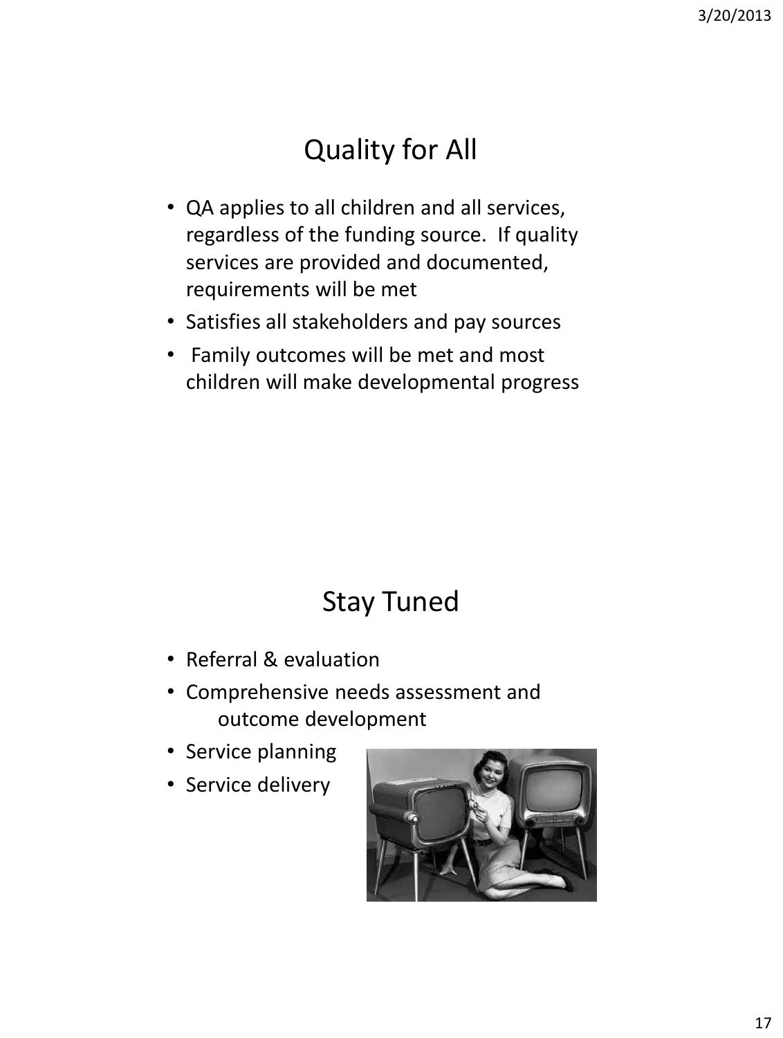## Quality for All

- QA applies to all children and all services, regardless of the funding source. If quality services are provided and documented, requirements will be met
- Satisfies all stakeholders and pay sources
- Family outcomes will be met and most children will make developmental progress

## Stay Tuned

- Referral & evaluation
- Comprehensive needs assessment and outcome development
- Service planning
- Service delivery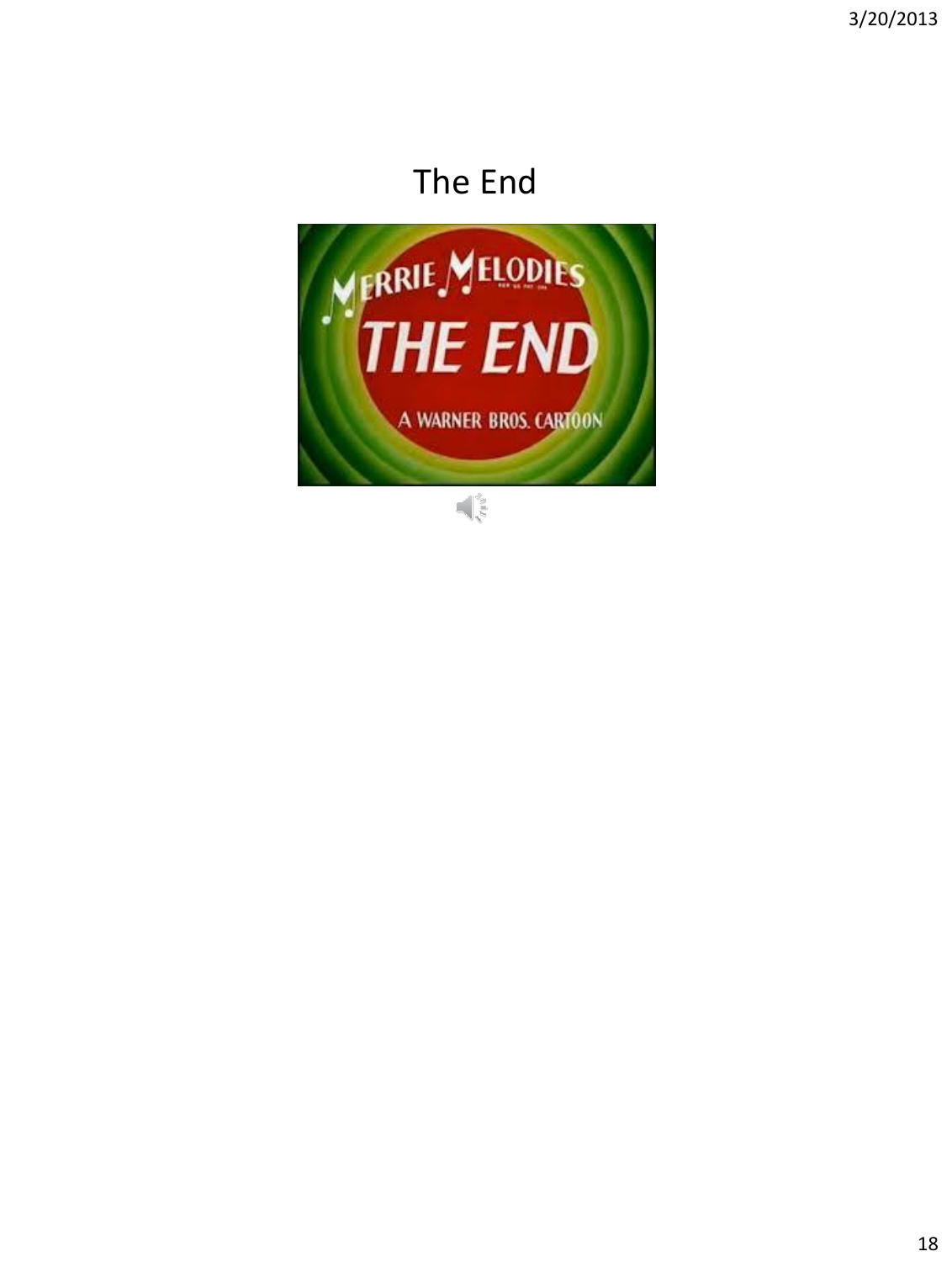# The End